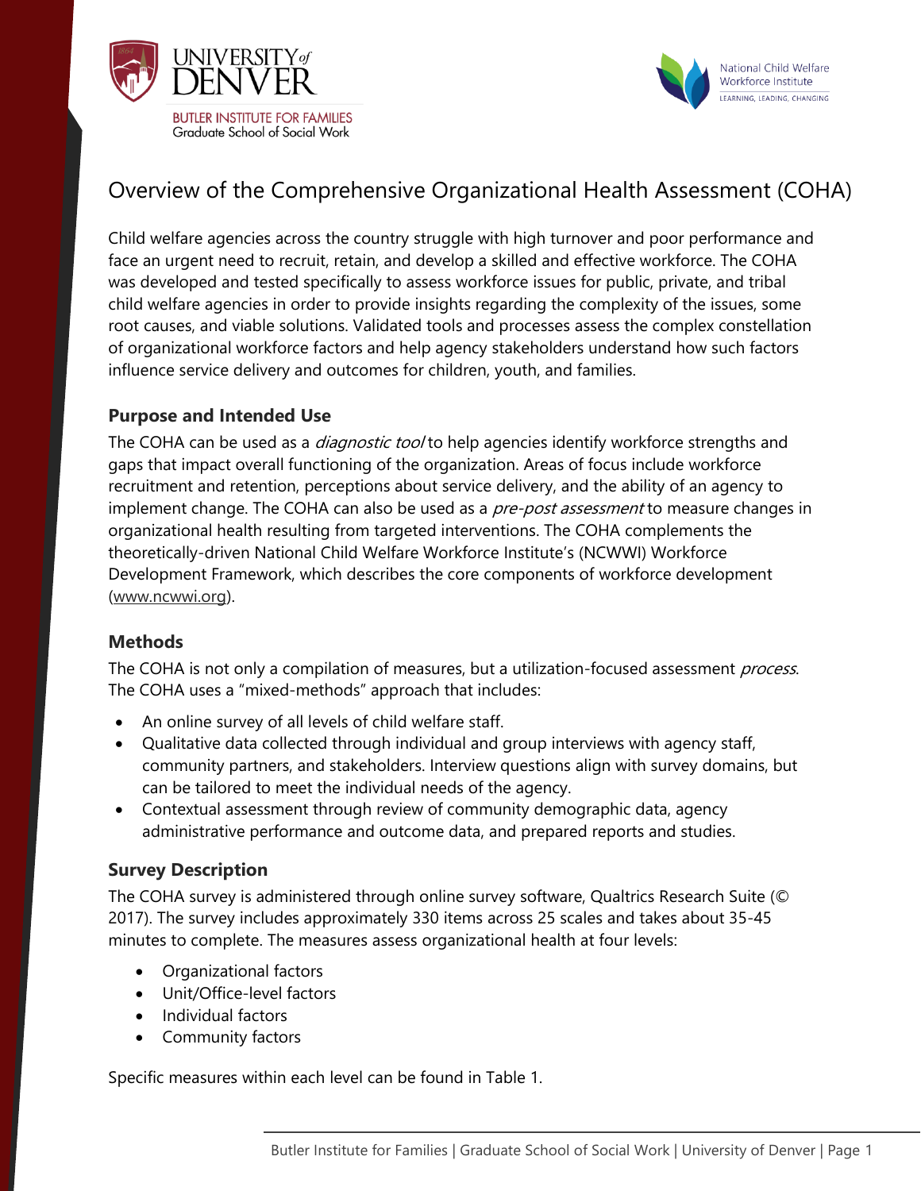# Overview of the Comprehensive Organizational Health Assessment (COHA)

Child welfare agencies across the country struggle with high turnover and poor performance and face an urgent need to recruit, retain, and develop a skilled and effective workforce. The COHA was developed and tested specifically to assess workforce issues for public, private, and tribal child welfare agencies in order to provide insights regarding the complexity of the issues, some root causes, and viable solutions. Validated tools and processes assess the complex constellation of organizational workforce factors and help agency stakeholders understand how such factors influence service delivery and outcomes for children, youth, and families.

## Purpose and Intended Use

The COHA can be used as a *diagnostic tool* to help agencies identify workforce strengths and gaps that impact overall functioning of the organization. Areas of focus include workforce recruitment and retention, perceptions about service delivery, and the ability of an agency to implement change. The COHA can also be used as a *pre-post assessment* to measure changes in organizational health resulting from targeted interventions. The COHA complements the theoretically-driven National Child Welfare Workforce Institute's (NCWWI) Workforce Development Framework, which describes the core components of workforce development (www.ncwwi.org).

## Methods

The COHA is not only a compilation of measures, but a utilization-focused assessment *process*. The COHA uses a "mixed-methods" approach that includes:

- An online survey of all levels of child welfare staff.
- Qualitative data collected through individual and group interviews with agency staff, community partners, and stakeholders. Interview questions align with survey domains, but can be tailored to meet the individual needs of the agency.
- Contextual assessment through review of community demographic data, agency administrative performance and outcome data, and prepared reports and studies.

## Survey Description

The COHA survey is administered through online survey software, Qualtrics Research Suite (© 2017). The survey includes approximately 330 items across 25 scales and takes about 35-45 minutes to complete. The measures assess organizational health at four levels:

- Organizational factors
- Unit/Office-level factors
- Individual factors
- Community factors

Specific measures within each level can be found in Table 1.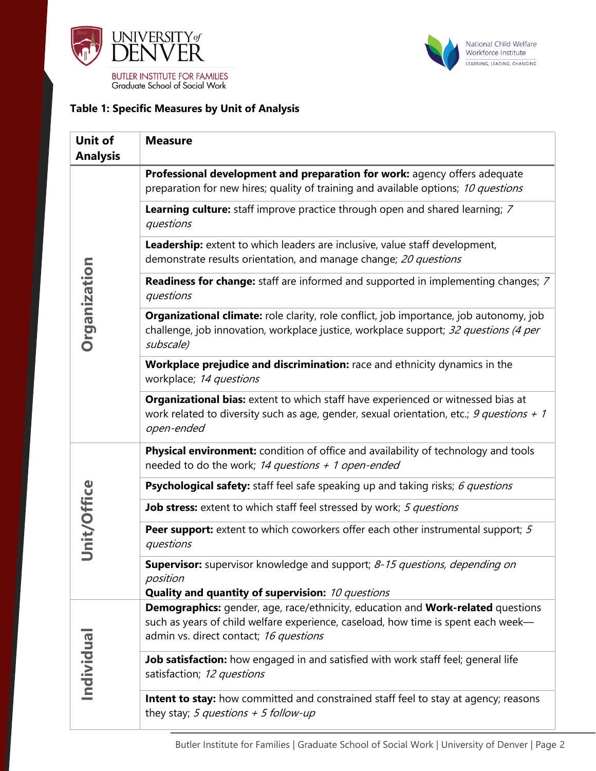**Table 1: Specific Measures by Unit of Analysis**

| Unit of Analysis | Measure |
|---|---|
| Organization | **Professional development and preparation for work:** agency offers adequate preparation for new hires; quality of training and available options; *10 questions* |
| | **Learning culture:** staff improve practice through open and shared learning; *7 questions* |
| | **Leadership:** extent to which leaders are inclusive, value staff development, demonstrate results orientation, and manage change; *20 questions* |
| | **Readiness for change:** staff are informed and supported in implementing changes; *7 questions* |
| | **Organizational climate:** role clarity, role conflict, job importance, job autonomy, job challenge, job innovation, workplace justice, workplace support; *32 questions (4 per subscale)* |
| | **Workplace prejudice and discrimination:** race and ethnicity dynamics in the workplace; *14 questions* |
| | **Organizational bias:** extent to which staff have experienced or witnessed bias at work related to diversity such as age, gender, sexual orientation, etc.; *9 questions + 1 open-ended* |
| Unit/Office | **Physical environment:** condition of office and availability of technology and tools needed to do the work; *14 questions + 1 open-ended* |
| | **Psychological safety:** staff feel safe speaking up and taking risks; *6 questions* |
| | **Job stress:** extent to which staff feel stressed by work; *5 questions* |
| | **Peer support:** extent to which coworkers offer each other instrumental support; *5 questions* |
| | **Supervisor:** supervisor knowledge and support; *8-15 questions, depending on position*<br>**Quality and quantity of supervision:** *10 questions* |
| Individual | **Demographics:** gender, age, race/ethnicity, education and **Work-related** questions such as years of child welfare experience, caseload, how time is spent each week—admin vs. direct contact; *16 questions* |
| | **Job satisfaction:** how engaged in and satisfied with work staff feel; general life satisfaction; *12 questions* |
| | **Intent to stay:** how committed and constrained staff feel to stay at agency; reasons they stay; *5 questions + 5 follow-up* |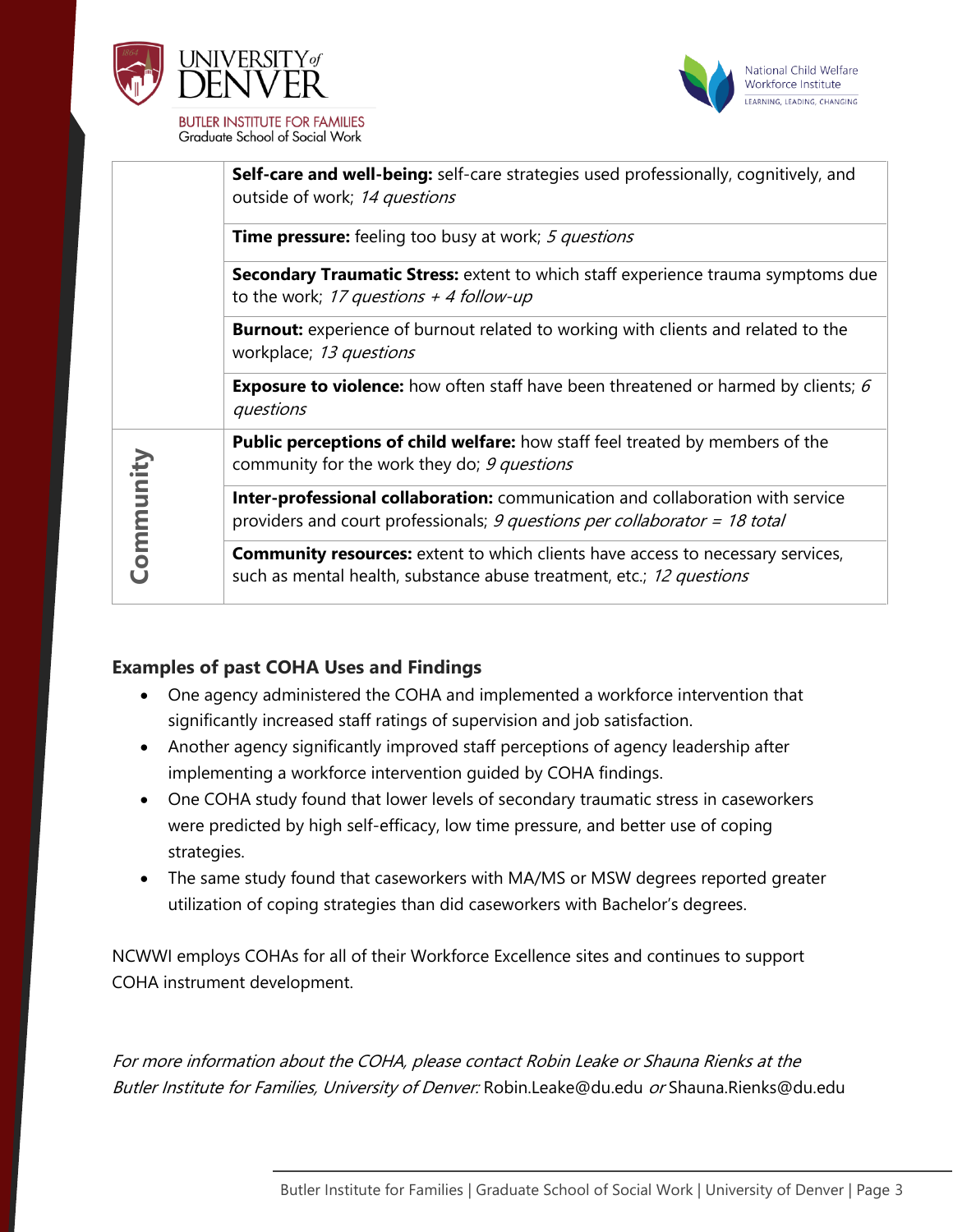| | |
|---|---|
| | **Self-care and well-being:** self-care strategies used professionally, cognitively, and outside of work; *14 questions* |
| | **Time pressure:** feeling too busy at work; *5 questions* |
| | **Secondary Traumatic Stress:** extent to which staff experience trauma symptoms due to the work; *17 questions + 4 follow-up* |
| | **Burnout:** experience of burnout related to working with clients and related to the workplace; *13 questions* |
| | **Exposure to violence:** how often staff have been threatened or harmed by clients; *6 questions* |
| **Community** | **Public perceptions of child welfare:** how staff feel treated by members of the community for the work they do; *9 questions* |
| | **Inter-professional collaboration:** communication and collaboration with service providers and court professionals; *9 questions per collaborator = 18 total* |
| | **Community resources:** extent to which clients have access to necessary services, such as mental health, substance abuse treatment, etc.; *12 questions* |

### Examples of past COHA Uses and Findings

- One agency administered the COHA and implemented a workforce intervention that significantly increased staff ratings of supervision and job satisfaction.
- Another agency significantly improved staff perceptions of agency leadership after implementing a workforce intervention guided by COHA findings.
- One COHA study found that lower levels of secondary traumatic stress in caseworkers were predicted by high self-efficacy, low time pressure, and better use of coping strategies.
- The same study found that caseworkers with MA/MS or MSW degrees reported greater utilization of coping strategies than did caseworkers with Bachelor's degrees.

NCWWI employs COHAs for all of their Workforce Excellence sites and continues to support COHA instrument development.

*For more information about the COHA, please contact Robin Leake or Shauna Rienks at the Butler Institute for Families, University of Denver:* Robin.Leake@du.edu *or* Shauna.Rienks@du.edu